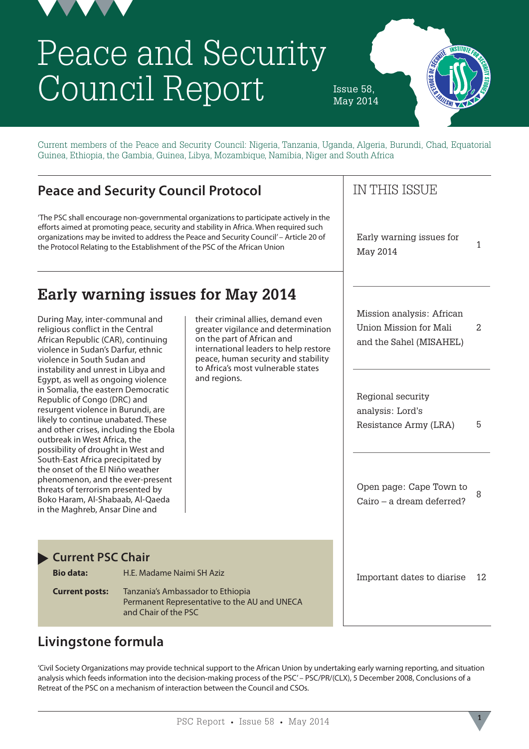# Peace and Security Council Report

Issue 58, May 2014

Current members of the Peace and Security Council: Nigeria, Tanzania, Uganda, Algeria, Burundi, Chad, Equatorial Guinea, Ethiopia, the Gambia, Guinea, Libya, Mozambique, Namibia, Niger and South Africa

## Peace and Security Council Protocol

'The PSC shall encourage non-governmental organizations to participate actively in the efforts aimed at promoting peace, security and stability in Africa. When required such organizations may be invited to address the Peace and Security Council' – Article 20 of the Protocol Relating to the Establishment of the PSC of the African Union

## IN THIS ISSUE

| | |
|---|---|
| Early warning issues for May 2014 | 1 |
| Mission analysis: African Union Mission for Mali and the Sahel (MISAHEL) | 2 |
| Regional security analysis: Lord's Resistance Army (LRA) | 5 |
| Open page: Cape Town to Cairo – a dream deferred? | 8 |
| Important dates to diarise | 12 |

## Early warning issues for May 2014

During May, inter-communal and religious conflict in the Central African Republic (CAR), continuing violence in Sudan's Darfur, ethnic violence in South Sudan and instability and unrest in Libya and Egypt, as well as ongoing violence in Somalia, the eastern Democratic Republic of Congo (DRC) and resurgent violence in Burundi, are likely to continue unabated. These and other crises, including the Ebola outbreak in West Africa, the possibility of drought in West and South-East Africa precipitated by the onset of the El Niño weather phenomenon, and the ever-present threats of terrorism presented by Boko Haram, Al-Shabaab, Al-Qaeda in the Maghreb, Ansar Dine and their criminal allies, demand even greater vigilance and determination on the part of African and international leaders to help restore peace, human security and stability to Africa's most vulnerable states and regions.

### Current PSC Chair

**Bio data:** H.E. Madame Naimi SH Aziz

**Current posts:** Tanzania's Ambassador to Ethiopia
Permanent Representative to the AU and UNECA and Chair of the PSC

## Livingstone formula

'Civil Society Organizations may provide technical support to the African Union by undertaking early warning reporting, and situation analysis which feeds information into the decision-making process of the PSC' – PSC/PR/(CLX), 5 December 2008, Conclusions of a Retreat of the PSC on a mechanism of interaction between the Council and CSOs.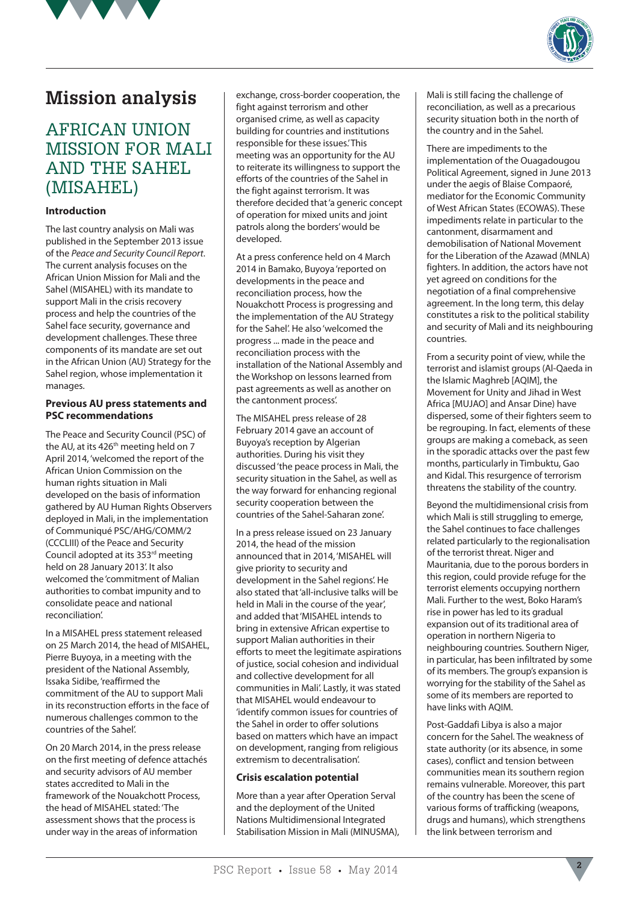# Mission analysis

## AFRICAN UNION MISSION FOR MALI AND THE SAHEL (MISAHEL)

### Introduction

The last country analysis on Mali was published in the September 2013 issue of the *Peace and Security Council Report*. The current analysis focuses on the African Union Mission for Mali and the Sahel (MISAHEL) with its mandate to support Mali in the crisis recovery process and help the countries of the Sahel face security, governance and development challenges. These three components of its mandate are set out in the African Union (AU) Strategy for the Sahel region, whose implementation it manages.

### Previous AU press statements and PSC recommendations

The Peace and Security Council (PSC) of the AU, at its 426th meeting held on 7 April 2014, 'welcomed the report of the African Union Commission on the human rights situation in Mali developed on the basis of information gathered by AU Human Rights Observers deployed in Mali, in the implementation of Communiqué PSC/AHG/COMM/2 (CCCLIII) of the Peace and Security Council adopted at its 353rd meeting held on 28 January 2013'. It also welcomed the 'commitment of Malian authorities to combat impunity and to consolidate peace and national reconciliation'.

In a MISAHEL press statement released on 25 March 2014, the head of MISAHEL, Pierre Buyoya, in a meeting with the president of the National Assembly, Issaka Sidibe, 'reaffirmed the commitment of the AU to support Mali in its reconstruction efforts in the face of numerous challenges common to the countries of the Sahel'.

On 20 March 2014, in the press release on the first meeting of defence attachés and security advisors of AU member states accredited to Mali in the framework of the Nouakchott Process, the head of MISAHEL stated: 'The assessment shows that the process is under way in the areas of information exchange, cross-border cooperation, the fight against terrorism and other organised crime, as well as capacity building for countries and institutions responsible for these issues.' This meeting was an opportunity for the AU to reiterate its willingness to support the efforts of the countries of the Sahel in the fight against terrorism. It was therefore decided that 'a generic concept of operation for mixed units and joint patrols along the borders' would be developed.

At a press conference held on 4 March 2014 in Bamako, Buyoya 'reported on developments in the peace and reconciliation process, how the Nouakchott Process is progressing and the implementation of the AU Strategy for the Sahel'. He also 'welcomed the progress ... made in the peace and reconciliation process with the installation of the National Assembly and the Workshop on lessons learned from past agreements as well as another on the cantonment process'.

The MISAHEL press release of 28 February 2014 gave an account of Buyoya's reception by Algerian authorities. During his visit they discussed 'the peace process in Mali, the security situation in the Sahel, as well as the way forward for enhancing regional security cooperation between the countries of the Sahel-Saharan zone'.

In a press release issued on 23 January 2014, the head of the mission announced that in 2014, 'MISAHEL will give priority to security and development in the Sahel regions'. He also stated that 'all-inclusive talks will be held in Mali in the course of the year', and added that 'MISAHEL intends to bring in extensive African expertise to support Malian authorities in their efforts to meet the legitimate aspirations of justice, social cohesion and individual and collective development for all communities in Mali'. Lastly, it was stated that MISAHEL would endeavour to 'identify common issues for countries of the Sahel in order to offer solutions based on matters which have an impact on development, ranging from religious extremism to decentralisation'.

### Crisis escalation potential

More than a year after Operation Serval and the deployment of the United Nations Multidimensional Integrated Stabilisation Mission in Mali (MINUSMA), Mali is still facing the challenge of reconciliation, as well as a precarious security situation both in the north of the country and in the Sahel.

There are impediments to the implementation of the Ouagadougou Political Agreement, signed in June 2013 under the aegis of Blaise Compaoré, mediator for the Economic Community of West African States (ECOWAS). These impediments relate in particular to the cantonment, disarmament and demobilisation of National Movement for the Liberation of the Azawad (MNLA) fighters. In addition, the actors have not yet agreed on conditions for the negotiation of a final comprehensive agreement. In the long term, this delay constitutes a risk to the political stability and security of Mali and its neighbouring countries.

From a security point of view, while the terrorist and islamist groups (Al-Qaeda in the Islamic Maghreb [AQIM], the Movement for Unity and Jihad in West Africa [MUJAO] and Ansar Dine) have dispersed, some of their fighters seem to be regrouping. In fact, elements of these groups are making a comeback, as seen in the sporadic attacks over the past few months, particularly in Timbuktu, Gao and Kidal. This resurgence of terrorism threatens the stability of the country.

Beyond the multidimensional crisis from which Mali is still struggling to emerge, the Sahel continues to face challenges related particularly to the regionalisation of the terrorist threat. Niger and Mauritania, due to the porous borders in this region, could provide refuge for the terrorist elements occupying northern Mali. Further to the west, Boko Haram's rise in power has led to its gradual expansion out of its traditional area of operation in northern Nigeria to neighbouring countries. Southern Niger, in particular, has been infiltrated by some of its members. The group's expansion is worrying for the stability of the Sahel as some of its members are reported to have links with AQIM.

Post-Gaddafi Libya is also a major concern for the Sahel. The weakness of state authority (or its absence, in some cases), conflict and tension between communities mean its southern region remains vulnerable. Moreover, this part of the country has been the scene of various forms of trafficking (weapons, drugs and humans), which strengthens the link between terrorism and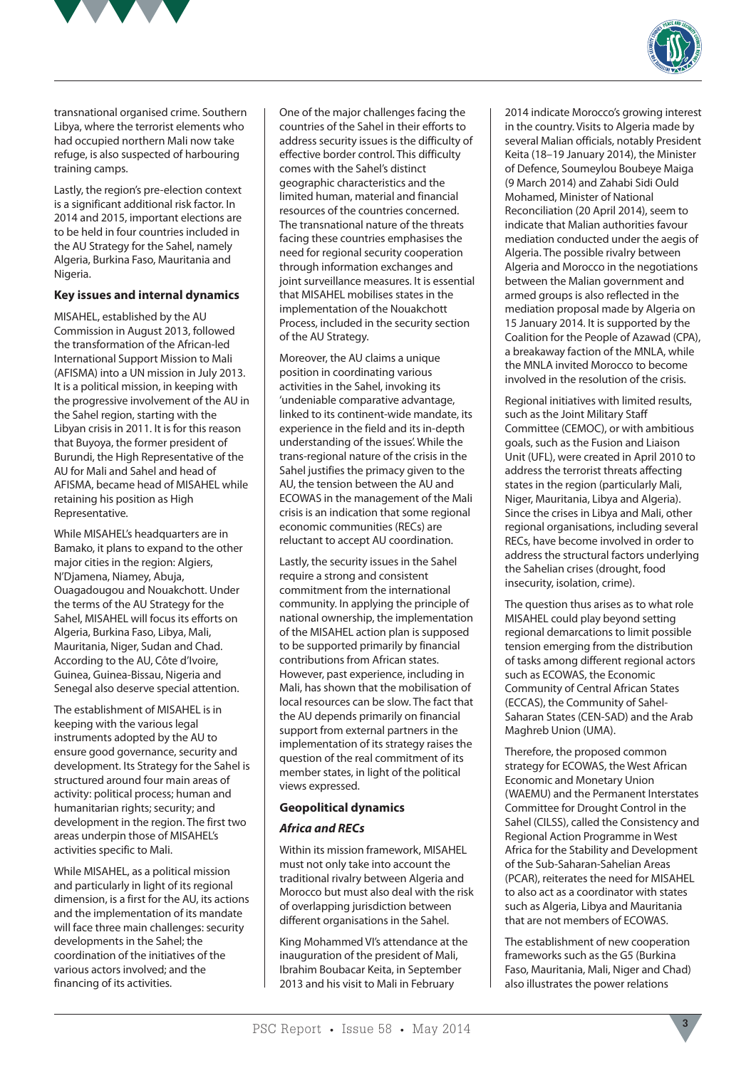transnational organised crime. Southern Libya, where the terrorist elements who had occupied northern Mali now take refuge, is also suspected of harbouring training camps.

Lastly, the region's pre-election context is a significant additional risk factor. In 2014 and 2015, important elections are to be held in four countries included in the AU Strategy for the Sahel, namely Algeria, Burkina Faso, Mauritania and Nigeria.

## Key issues and internal dynamics

MISAHEL, established by the AU Commission in August 2013, followed the transformation of the African-led International Support Mission to Mali (AFISMA) into a UN mission in July 2013. It is a political mission, in keeping with the progressive involvement of the AU in the Sahel region, starting with the Libyan crisis in 2011. It is for this reason that Buyoya, the former president of Burundi, the High Representative of the AU for Mali and Sahel and head of AFISMA, became head of MISAHEL while retaining his position as High Representative.

While MISAHEL's headquarters are in Bamako, it plans to expand to the other major cities in the region: Algiers, N'Djamena, Niamey, Abuja, Ouagadougou and Nouakchott. Under the terms of the AU Strategy for the Sahel, MISAHEL will focus its efforts on Algeria, Burkina Faso, Libya, Mali, Mauritania, Niger, Sudan and Chad. According to the AU, Côte d'Ivoire, Guinea, Guinea-Bissau, Nigeria and Senegal also deserve special attention.

The establishment of MISAHEL is in keeping with the various legal instruments adopted by the AU to ensure good governance, security and development. Its Strategy for the Sahel is structured around four main areas of activity: political process; human and humanitarian rights; security; and development in the region. The first two areas underpin those of MISAHEL's activities specific to Mali.

While MISAHEL, as a political mission and particularly in light of its regional dimension, is a first for the AU, its actions and the implementation of its mandate will face three main challenges: security developments in the Sahel; the coordination of the initiatives of the various actors involved; and the financing of its activities.

One of the major challenges facing the countries of the Sahel in their efforts to address security issues is the difficulty of effective border control. This difficulty comes with the Sahel's distinct geographic characteristics and the limited human, material and financial resources of the countries concerned. The transnational nature of the threats facing these countries emphasises the need for regional security cooperation through information exchanges and joint surveillance measures. It is essential that MISAHEL mobilises states in the implementation of the Nouakchott Process, included in the security section of the AU Strategy.

Moreover, the AU claims a unique position in coordinating various activities in the Sahel, invoking its 'undeniable comparative advantage, linked to its continent-wide mandate, its experience in the field and its in-depth understanding of the issues'. While the trans-regional nature of the crisis in the Sahel justifies the primacy given to the AU, the tension between the AU and ECOWAS in the management of the Mali crisis is an indication that some regional economic communities (RECs) are reluctant to accept AU coordination.

Lastly, the security issues in the Sahel require a strong and consistent commitment from the international community. In applying the principle of national ownership, the implementation of the MISAHEL action plan is supposed to be supported primarily by financial contributions from African states. However, past experience, including in Mali, has shown that the mobilisation of local resources can be slow. The fact that the AU depends primarily on financial support from external partners in the implementation of its strategy raises the question of the real commitment of its member states, in light of the political views expressed.

## Geopolitical dynamics

### *Africa and RECs*

Within its mission framework, MISAHEL must not only take into account the traditional rivalry between Algeria and Morocco but must also deal with the risk of overlapping jurisdiction between different organisations in the Sahel.

King Mohammed VI's attendance at the inauguration of the president of Mali, Ibrahim Boubacar Keita, in September 2013 and his visit to Mali in February 2014 indicate Morocco's growing interest in the country. Visits to Algeria made by several Malian officials, notably President Keita (18–19 January 2014), the Minister of Defence, Soumeylou Boubeye Maiga (9 March 2014) and Zahabi Sidi Ould Mohamed, Minister of National Reconciliation (20 April 2014), seem to indicate that Malian authorities favour mediation conducted under the aegis of Algeria. The possible rivalry between Algeria and Morocco in the negotiations between the Malian government and armed groups is also reflected in the mediation proposal made by Algeria on 15 January 2014. It is supported by the Coalition for the People of Azawad (CPA), a breakaway faction of the MNLA, while the MNLA invited Morocco to become involved in the resolution of the crisis.

Regional initiatives with limited results, such as the Joint Military Staff Committee (CEMOC), or with ambitious goals, such as the Fusion and Liaison Unit (UFL), were created in April 2010 to address the terrorist threats affecting states in the region (particularly Mali, Niger, Mauritania, Libya and Algeria). Since the crises in Libya and Mali, other regional organisations, including several RECs, have become involved in order to address the structural factors underlying the Sahelian crises (drought, food insecurity, isolation, crime).

The question thus arises as to what role MISAHEL could play beyond setting regional demarcations to limit possible tension emerging from the distribution of tasks among different regional actors such as ECOWAS, the Economic Community of Central African States (ECCAS), the Community of Sahel-Saharan States (CEN-SAD) and the Arab Maghreb Union (UMA).

Therefore, the proposed common strategy for ECOWAS, the West African Economic and Monetary Union (WAEMU) and the Permanent Interstates Committee for Drought Control in the Sahel (CILSS), called the Consistency and Regional Action Programme in West Africa for the Stability and Development of the Sub-Saharan-Sahelian Areas (PCAR), reiterates the need for MISAHEL to also act as a coordinator with states such as Algeria, Libya and Mauritania that are not members of ECOWAS.

The establishment of new cooperation frameworks such as the G5 (Burkina Faso, Mauritania, Mali, Niger and Chad) also illustrates the power relations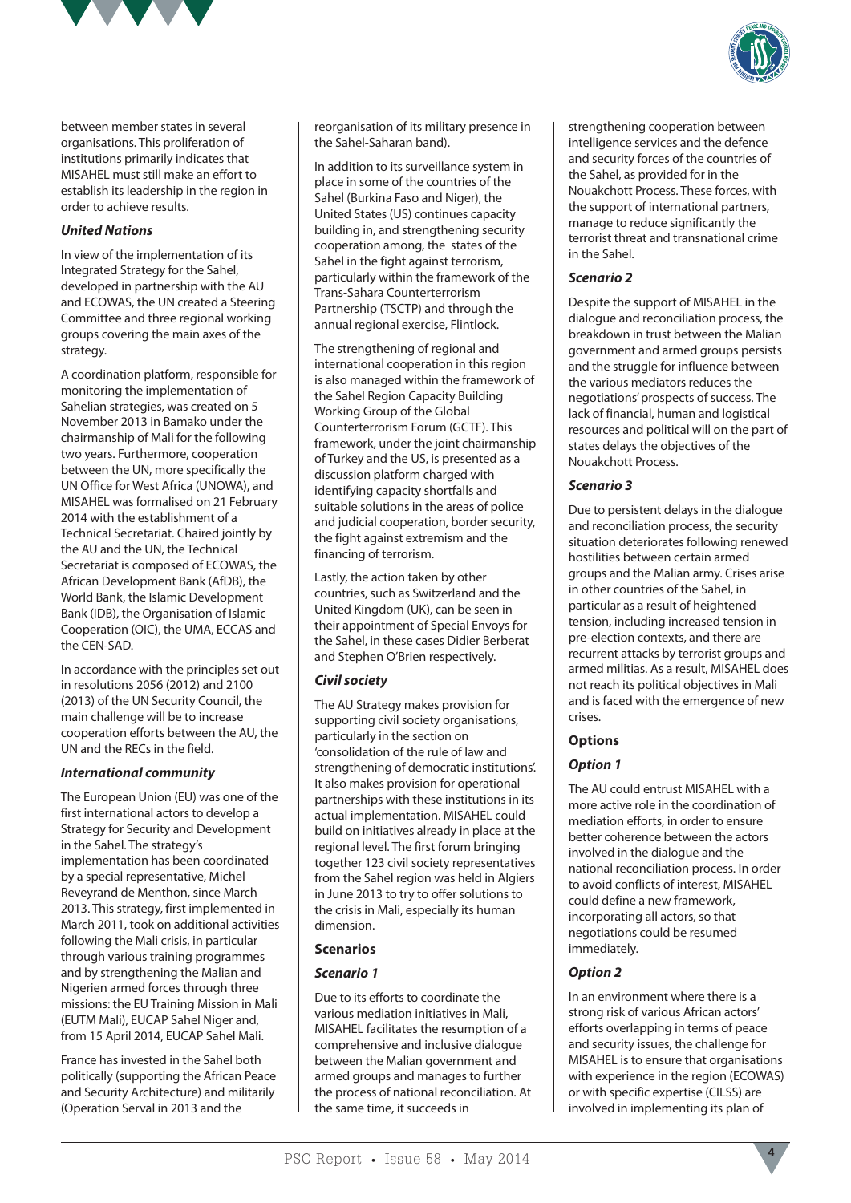between member states in several organisations. This proliferation of institutions primarily indicates that MISAHEL must still make an effort to establish its leadership in the region in order to achieve results.

***United Nations***

In view of the implementation of its Integrated Strategy for the Sahel, developed in partnership with the AU and ECOWAS, the UN created a Steering Committee and three regional working groups covering the main axes of the strategy.

A coordination platform, responsible for monitoring the implementation of Sahelian strategies, was created on 5 November 2013 in Bamako under the chairmanship of Mali for the following two years. Furthermore, cooperation between the UN, more specifically the UN Office for West Africa (UNOWA), and MISAHEL was formalised on 21 February 2014 with the establishment of a Technical Secretariat. Chaired jointly by the AU and the UN, the Technical Secretariat is composed of ECOWAS, the African Development Bank (AfDB), the World Bank, the Islamic Development Bank (IDB), the Organisation of Islamic Cooperation (OIC), the UMA, ECCAS and the CEN-SAD.

In accordance with the principles set out in resolutions 2056 (2012) and 2100 (2013) of the UN Security Council, the main challenge will be to increase cooperation efforts between the AU, the UN and the RECs in the field.

***International community***

The European Union (EU) was one of the first international actors to develop a Strategy for Security and Development in the Sahel. The strategy's implementation has been coordinated by a special representative, Michel Reveyrand de Menthon, since March 2013. This strategy, first implemented in March 2011, took on additional activities following the Mali crisis, in particular through various training programmes and by strengthening the Malian and Nigerien armed forces through three missions: the EU Training Mission in Mali (EUTM Mali), EUCAP Sahel Niger and, from 15 April 2014, EUCAP Sahel Mali.

France has invested in the Sahel both politically (supporting the African Peace and Security Architecture) and militarily (Operation Serval in 2013 and the reorganisation of its military presence in the Sahel-Saharan band).

In addition to its surveillance system in place in some of the countries of the Sahel (Burkina Faso and Niger), the United States (US) continues capacity building in, and strengthening security cooperation among, the states of the Sahel in the fight against terrorism, particularly within the framework of the Trans-Sahara Counterterrorism Partnership (TSCTP) and through the annual regional exercise, Flintlock.

The strengthening of regional and international cooperation in this region is also managed within the framework of the Sahel Region Capacity Building Working Group of the Global Counterterrorism Forum (GCTF). This framework, under the joint chairmanship of Turkey and the US, is presented as a discussion platform charged with identifying capacity shortfalls and suitable solutions in the areas of police and judicial cooperation, border security, the fight against extremism and the financing of terrorism.

Lastly, the action taken by other countries, such as Switzerland and the United Kingdom (UK), can be seen in their appointment of Special Envoys for the Sahel, in these cases Didier Berberat and Stephen O'Brien respectively.

***Civil society***

The AU Strategy makes provision for supporting civil society organisations, particularly in the section on 'consolidation of the rule of law and strengthening of democratic institutions'. It also makes provision for operational partnerships with these institutions in its actual implementation. MISAHEL could build on initiatives already in place at the regional level. The first forum bringing together 123 civil society representatives from the Sahel region was held in Algiers in June 2013 to try to offer solutions to the crisis in Mali, especially its human dimension.

## Scenarios

***Scenario 1***

Due to its efforts to coordinate the various mediation initiatives in Mali, MISAHEL facilitates the resumption of a comprehensive and inclusive dialogue between the Malian government and armed groups and manages to further the process of national reconciliation. At the same time, it succeeds in strengthening cooperation between intelligence services and the defence and security forces of the countries of the Sahel, as provided for in the Nouakchott Process. These forces, with the support of international partners, manage to reduce significantly the terrorist threat and transnational crime in the Sahel.

***Scenario 2***

Despite the support of MISAHEL in the dialogue and reconciliation process, the breakdown in trust between the Malian government and armed groups persists and the struggle for influence between the various mediators reduces the negotiations' prospects of success. The lack of financial, human and logistical resources and political will on the part of states delays the objectives of the Nouakchott Process.

***Scenario 3***

Due to persistent delays in the dialogue and reconciliation process, the security situation deteriorates following renewed hostilities between certain armed groups and the Malian army. Crises arise in other countries of the Sahel, in particular as a result of heightened tension, including increased tension in pre-election contexts, and there are recurrent attacks by terrorist groups and armed militias. As a result, MISAHEL does not reach its political objectives in Mali and is faced with the emergence of new crises.

## Options

***Option 1***

The AU could entrust MISAHEL with a more active role in the coordination of mediation efforts, in order to ensure better coherence between the actors involved in the dialogue and the national reconciliation process. In order to avoid conflicts of interest, MISAHEL could define a new framework, incorporating all actors, so that negotiations could be resumed immediately.

***Option 2***

In an environment where there is a strong risk of various African actors' efforts overlapping in terms of peace and security issues, the challenge for MISAHEL is to ensure that organisations with experience in the region (ECOWAS) or with specific expertise (CILSS) are involved in implementing its plan of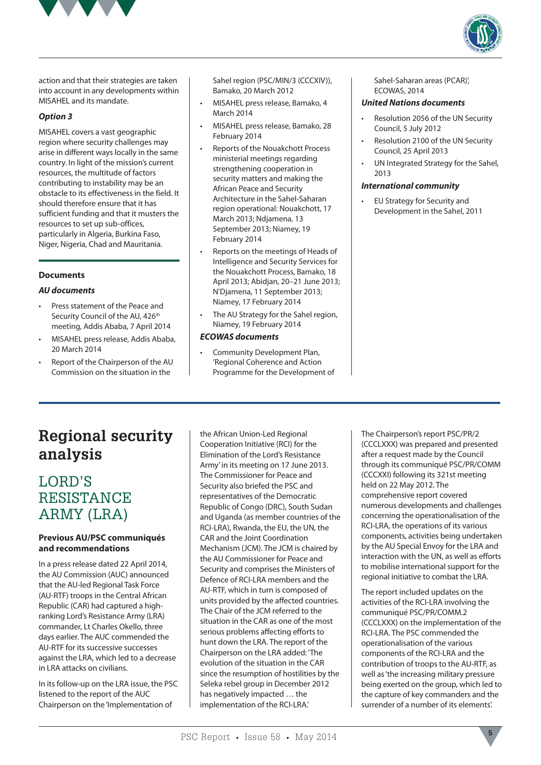action and that their strategies are taken into account in any developments within MISAHEL and its mandate.

***Option 3***

MISAHEL covers a vast geographic region where security challenges may arise in different ways locally in the same country. In light of the mission's current resources, the multitude of factors contributing to instability may be an obstacle to its effectiveness in the field. It should therefore ensure that it has sufficient funding and that it musters the resources to set up sub-offices, particularly in Algeria, Burkina Faso, Niger, Nigeria, Chad and Mauritania.

**Documents**

***AU documents***

- Press statement of the Peace and Security Council of the AU, 426th meeting, Addis Ababa, 7 April 2014
- MISAHEL press release, Addis Ababa, 20 March 2014
- Report of the Chairperson of the AU Commission on the situation in the Sahel region (PSC/MIN/3 (CCCXIV)), Bamako, 20 March 2012
- MISAHEL press release, Bamako, 4 March 2014
- MISAHEL press release, Bamako, 28 February 2014
- Reports of the Nouakchott Process ministerial meetings regarding strengthening cooperation in security matters and making the African Peace and Security Architecture in the Sahel-Saharan region operational: Nouakchott, 17 March 2013; Ndjamena, 13 September 2013; Niamey, 19 February 2014
- Reports on the meetings of Heads of Intelligence and Security Services for the Nouakchott Process, Bamako, 18 April 2013; Abidjan, 20–21 June 2013; N'Djamena, 11 September 2013; Niamey, 17 February 2014
- The AU Strategy for the Sahel region, Niamey, 19 February 2014

***ECOWAS documents***

- Community Development Plan, 'Regional Coherence and Action Programme for the Development of Sahel-Saharan areas (PCAR)', ECOWAS, 2014

***United Nations documents***

- Resolution 2056 of the UN Security Council, 5 July 2012
- Resolution 2100 of the UN Security Council, 25 April 2013
- UN Integrated Strategy for the Sahel, 2013

***International community***

- EU Strategy for Security and Development in the Sahel, 2011

# Regional security analysis

## LORD'S RESISTANCE ARMY (LRA)

**Previous AU/PSC communiqués and recommendations**

In a press release dated 22 April 2014, the AU Commission (AUC) announced that the AU-led Regional Task Force (AU-RTF) troops in the Central African Republic (CAR) had captured a high-ranking Lord's Resistance Army (LRA) commander, Lt Charles Okello, three days earlier. The AUC commended the AU-RTF for its successive successes against the LRA, which led to a decrease in LRA attacks on civilians.

In its follow-up on the LRA issue, the PSC listened to the report of the AUC Chairperson on the 'Implementation of the African Union-Led Regional Cooperation Initiative (RCI) for the Elimination of the Lord's Resistance Army' in its meeting on 17 June 2013. The Commissioner for Peace and Security also briefed the PSC and representatives of the Democratic Republic of Congo (DRC), South Sudan and Uganda (as member countries of the RCI-LRA), Rwanda, the EU, the UN, the CAR and the Joint Coordination Mechanism (JCM). The JCM is chaired by the AU Commissioner for Peace and Security and comprises the Ministers of Defence of RCI-LRA members and the AU-RTF, which in turn is composed of units provided by the affected countries. The Chair of the JCM referred to the situation in the CAR as one of the most serious problems affecting efforts to hunt down the LRA. The report of the Chairperson on the LRA added: 'The evolution of the situation in the CAR since the resumption of hostilities by the Seleka rebel group in December 2012 has negatively impacted … the implementation of the RCI-LRA.'

The Chairperson's report PSC/PR/2 (CCCLXXX) was prepared and presented after a request made by the Council through its communiqué PSC/PR/COMM (CCCXXI) following its 321st meeting held on 22 May 2012. The comprehensive report covered numerous developments and challenges concerning the operationalisation of the RCI-LRA, the operations of its various components, activities being undertaken by the AU Special Envoy for the LRA and interaction with the UN, as well as efforts to mobilise international support for the regional initiative to combat the LRA.

The report included updates on the activities of the RCI-LRA involving the communiqué PSC/PR/COMM.2 (CCCLXXX) on the implementation of the RCI-LRA. The PSC commended the operationalisation of the various components of the RCI-LRA and the contribution of troops to the AU-RTF, as well as 'the increasing military pressure being exerted on the group, which led to the capture of key commanders and the surrender of a number of its elements'.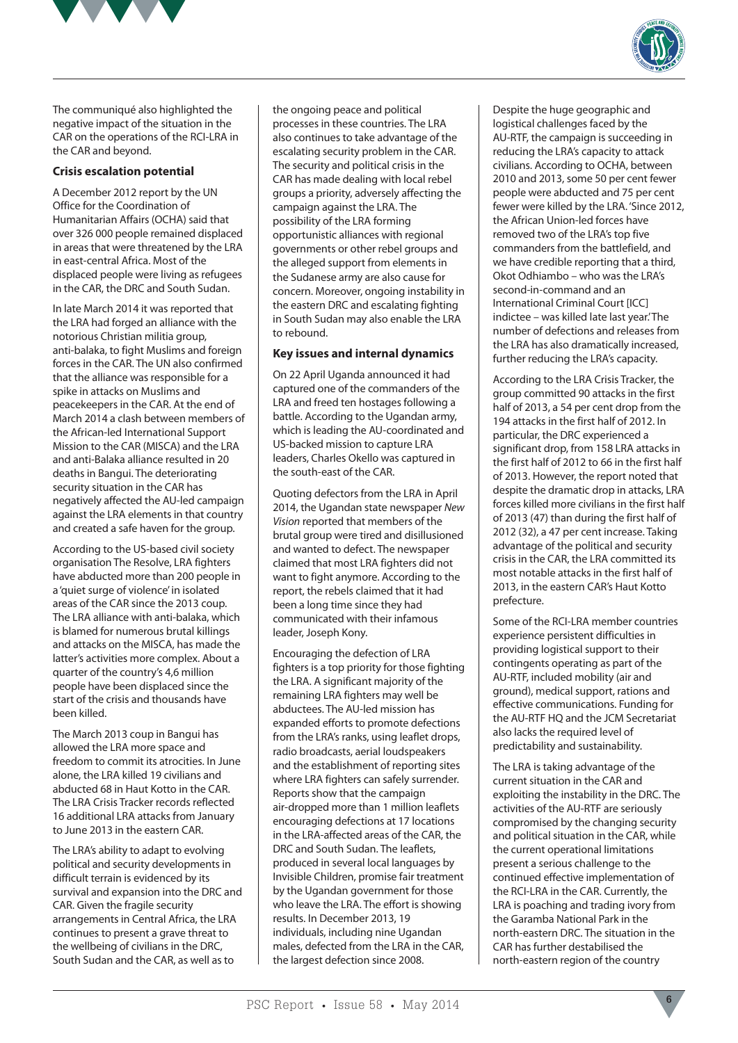The communiqué also highlighted the negative impact of the situation in the CAR on the operations of the RCI-LRA in the CAR and beyond.

### Crisis escalation potential

A December 2012 report by the UN Office for the Coordination of Humanitarian Affairs (OCHA) said that over 326 000 people remained displaced in areas that were threatened by the LRA in east-central Africa. Most of the displaced people were living as refugees in the CAR, the DRC and South Sudan.

In late March 2014 it was reported that the LRA had forged an alliance with the notorious Christian militia group, anti-balaka, to fight Muslims and foreign forces in the CAR. The UN also confirmed that the alliance was responsible for a spike in attacks on Muslims and peacekeepers in the CAR. At the end of March 2014 a clash between members of the African-led International Support Mission to the CAR (MISCA) and the LRA and anti-Balaka alliance resulted in 20 deaths in Bangui. The deteriorating security situation in the CAR has negatively affected the AU-led campaign against the LRA elements in that country and created a safe haven for the group.

According to the US-based civil society organisation The Resolve, LRA fighters have abducted more than 200 people in a 'quiet surge of violence' in isolated areas of the CAR since the 2013 coup. The LRA alliance with anti-balaka, which is blamed for numerous brutal killings and attacks on the MISCA, has made the latter's activities more complex. About a quarter of the country's 4,6 million people have been displaced since the start of the crisis and thousands have been killed.

The March 2013 coup in Bangui has allowed the LRA more space and freedom to commit its atrocities. In June alone, the LRA killed 19 civilians and abducted 68 in Haut Kotto in the CAR. The LRA Crisis Tracker records reflected 16 additional LRA attacks from January to June 2013 in the eastern CAR.

The LRA's ability to adapt to evolving political and security developments in difficult terrain is evidenced by its survival and expansion into the DRC and CAR. Given the fragile security arrangements in Central Africa, the LRA continues to present a grave threat to the wellbeing of civilians in the DRC, South Sudan and the CAR, as well as to the ongoing peace and political processes in these countries. The LRA also continues to take advantage of the escalating security problem in the CAR. The security and political crisis in the CAR has made dealing with local rebel groups a priority, adversely affecting the campaign against the LRA. The possibility of the LRA forming opportunistic alliances with regional governments or other rebel groups and the alleged support from elements in the Sudanese army are also cause for concern. Moreover, ongoing instability in the eastern DRC and escalating fighting in South Sudan may also enable the LRA to rebound.

### Key issues and internal dynamics

On 22 April Uganda announced it had captured one of the commanders of the LRA and freed ten hostages following a battle. According to the Ugandan army, which is leading the AU-coordinated and US-backed mission to capture LRA leaders, Charles Okello was captured in the south-east of the CAR.

Quoting defectors from the LRA in April 2014, the Ugandan state newspaper *New Vision* reported that members of the brutal group were tired and disillusioned and wanted to defect. The newspaper claimed that most LRA fighters did not want to fight anymore. According to the report, the rebels claimed that it had been a long time since they had communicated with their infamous leader, Joseph Kony.

Encouraging the defection of LRA fighters is a top priority for those fighting the LRA. A significant majority of the remaining LRA fighters may well be abductees. The AU-led mission has expanded efforts to promote defections from the LRA's ranks, using leaflet drops, radio broadcasts, aerial loudspeakers and the establishment of reporting sites where LRA fighters can safely surrender. Reports show that the campaign air-dropped more than 1 million leaflets encouraging defections at 17 locations in the LRA-affected areas of the CAR, the DRC and South Sudan. The leaflets, produced in several local languages by Invisible Children, promise fair treatment by the Ugandan government for those who leave the LRA. The effort is showing results. In December 2013, 19 individuals, including nine Ugandan males, defected from the LRA in the CAR, the largest defection since 2008.

Despite the huge geographic and logistical challenges faced by the AU-RTF, the campaign is succeeding in reducing the LRA's capacity to attack civilians. According to OCHA, between 2010 and 2013, some 50 per cent fewer people were abducted and 75 per cent fewer were killed by the LRA. 'Since 2012, the African Union-led forces have removed two of the LRA's top five commanders from the battlefield, and we have credible reporting that a third, Okot Odhiambo – who was the LRA's second-in-command and an International Criminal Court [ICC] indictee – was killed late last year.' The number of defections and releases from the LRA has also dramatically increased, further reducing the LRA's capacity.

According to the LRA Crisis Tracker, the group committed 90 attacks in the first half of 2013, a 54 per cent drop from the 194 attacks in the first half of 2012. In particular, the DRC experienced a significant drop, from 158 LRA attacks in the first half of 2012 to 66 in the first half of 2013. However, the report noted that despite the dramatic drop in attacks, LRA forces killed more civilians in the first half of 2013 (47) than during the first half of 2012 (32), a 47 per cent increase. Taking advantage of the political and security crisis in the CAR, the LRA committed its most notable attacks in the first half of 2013, in the eastern CAR's Haut Kotto prefecture.

Some of the RCI-LRA member countries experience persistent difficulties in providing logistical support to their contingents operating as part of the AU-RTF, included mobility (air and ground), medical support, rations and effective communications. Funding for the AU-RTF HQ and the JCM Secretariat also lacks the required level of predictability and sustainability.

The LRA is taking advantage of the current situation in the CAR and exploiting the instability in the DRC. The activities of the AU-RTF are seriously compromised by the changing security and political situation in the CAR, while the current operational limitations present a serious challenge to the continued effective implementation of the RCI-LRA in the CAR. Currently, the LRA is poaching and trading ivory from the Garamba National Park in the north-eastern DRC. The situation in the CAR has further destabilised the north-eastern region of the country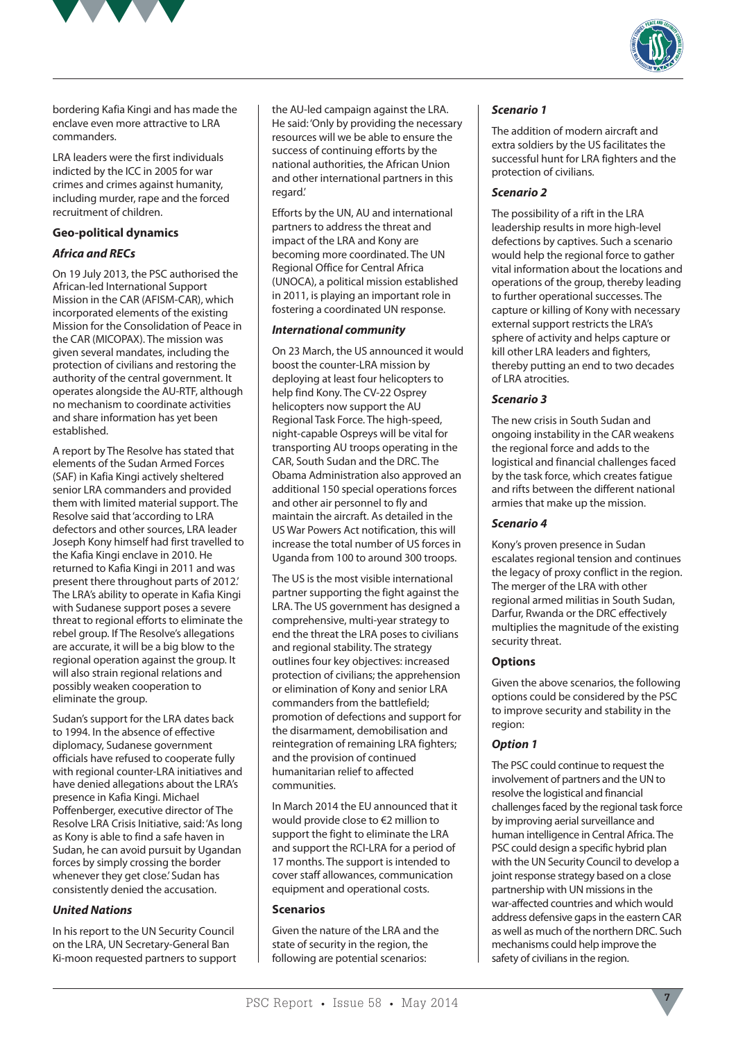bordering Kafia Kingi and has made the enclave even more attractive to LRA commanders.

LRA leaders were the first individuals indicted by the ICC in 2005 for war crimes and crimes against humanity, including murder, rape and the forced recruitment of children.

## Geo-political dynamics

### *Africa and RECs*

On 19 July 2013, the PSC authorised the African-led International Support Mission in the CAR (AFISM-CAR), which incorporated elements of the existing Mission for the Consolidation of Peace in the CAR (MICOPAX). The mission was given several mandates, including the protection of civilians and restoring the authority of the central government. It operates alongside the AU-RTF, although no mechanism to coordinate activities and share information has yet been established.

A report by The Resolve has stated that elements of the Sudan Armed Forces (SAF) in Kafia Kingi actively sheltered senior LRA commanders and provided them with limited material support. The Resolve said that 'according to LRA defectors and other sources, LRA leader Joseph Kony himself had first travelled to the Kafia Kingi enclave in 2010. He returned to Kafia Kingi in 2011 and was present there throughout parts of 2012.' The LRA's ability to operate in Kafia Kingi with Sudanese support poses a severe threat to regional efforts to eliminate the rebel group. If The Resolve's allegations are accurate, it will be a big blow to the regional operation against the group. It will also strain regional relations and possibly weaken cooperation to eliminate the group.

Sudan's support for the LRA dates back to 1994. In the absence of effective diplomacy, Sudanese government officials have refused to cooperate fully with regional counter-LRA initiatives and have denied allegations about the LRA's presence in Kafia Kingi. Michael Poffenberger, executive director of The Resolve LRA Crisis Initiative, said: 'As long as Kony is able to find a safe haven in Sudan, he can avoid pursuit by Ugandan forces by simply crossing the border whenever they get close.' Sudan has consistently denied the accusation.

### *United Nations*

In his report to the UN Security Council on the LRA, UN Secretary-General Ban Ki-moon requested partners to support the AU-led campaign against the LRA. He said: 'Only by providing the necessary resources will we be able to ensure the success of continuing efforts by the national authorities, the African Union and other international partners in this regard.'

Efforts by the UN, AU and international partners to address the threat and impact of the LRA and Kony are becoming more coordinated. The UN Regional Office for Central Africa (UNOCA), a political mission established in 2011, is playing an important role in fostering a coordinated UN response.

### *International community*

On 23 March, the US announced it would boost the counter-LRA mission by deploying at least four helicopters to help find Kony. The CV-22 Osprey helicopters now support the AU Regional Task Force. The high-speed, night-capable Ospreys will be vital for transporting AU troops operating in the CAR, South Sudan and the DRC. The Obama Administration also approved an additional 150 special operations forces and other air personnel to fly and maintain the aircraft. As detailed in the US War Powers Act notification, this will increase the total number of US forces in Uganda from 100 to around 300 troops.

The US is the most visible international partner supporting the fight against the LRA. The US government has designed a comprehensive, multi-year strategy to end the threat the LRA poses to civilians and regional stability. The strategy outlines four key objectives: increased protection of civilians; the apprehension or elimination of Kony and senior LRA commanders from the battlefield; promotion of defections and support for the disarmament, demobilisation and reintegration of remaining LRA fighters; and the provision of continued humanitarian relief to affected communities.

In March 2014 the EU announced that it would provide close to €2 million to support the fight to eliminate the LRA and support the RCI-LRA for a period of 17 months. The support is intended to cover staff allowances, communication equipment and operational costs.

## Scenarios

Given the nature of the LRA and the state of security in the region, the following are potential scenarios:

### *Scenario 1*

The addition of modern aircraft and extra soldiers by the US facilitates the successful hunt for LRA fighters and the protection of civilians.

### *Scenario 2*

The possibility of a rift in the LRA leadership results in more high-level defections by captives. Such a scenario would help the regional force to gather vital information about the locations and operations of the group, thereby leading to further operational successes. The capture or killing of Kony with necessary external support restricts the LRA's sphere of activity and helps capture or kill other LRA leaders and fighters, thereby putting an end to two decades of LRA atrocities.

### *Scenario 3*

The new crisis in South Sudan and ongoing instability in the CAR weakens the regional force and adds to the logistical and financial challenges faced by the task force, which creates fatigue and rifts between the different national armies that make up the mission.

### *Scenario 4*

Kony's proven presence in Sudan escalates regional tension and continues the legacy of proxy conflict in the region. The merger of the LRA with other regional armed militias in South Sudan, Darfur, Rwanda or the DRC effectively multiplies the magnitude of the existing security threat.

## Options

Given the above scenarios, the following options could be considered by the PSC to improve security and stability in the region:

### *Option 1*

The PSC could continue to request the involvement of partners and the UN to resolve the logistical and financial challenges faced by the regional task force by improving aerial surveillance and human intelligence in Central Africa. The PSC could design a specific hybrid plan with the UN Security Council to develop a joint response strategy based on a close partnership with UN missions in the war-affected countries and which would address defensive gaps in the eastern CAR as well as much of the northern DRC. Such mechanisms could help improve the safety of civilians in the region.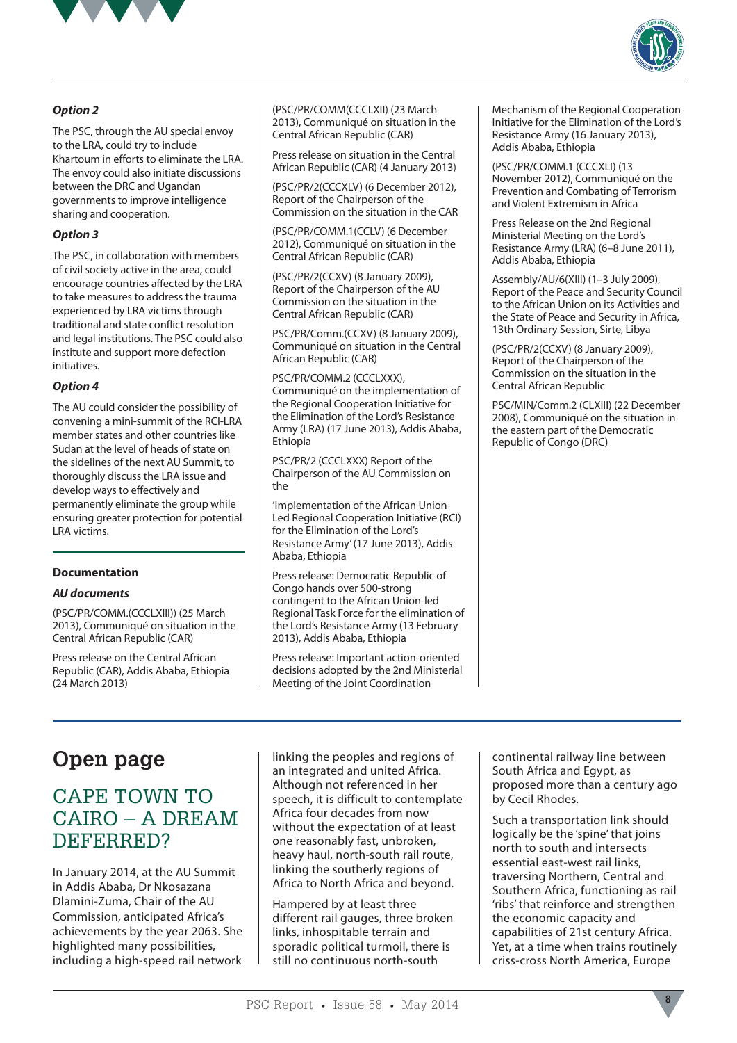### *Option 2*

The PSC, through the AU special envoy to the LRA, could try to include Khartoum in efforts to eliminate the LRA. The envoy could also initiate discussions between the DRC and Ugandan governments to improve intelligence sharing and cooperation.

### *Option 3*

The PSC, in collaboration with members of civil society active in the area, could encourage countries affected by the LRA to take measures to address the trauma experienced by LRA victims through traditional and state conflict resolution and legal institutions. The PSC could also institute and support more defection initiatives.

### *Option 4*

The AU could consider the possibility of convening a mini-summit of the RCI-LRA member states and other countries like Sudan at the level of heads of state on the sidelines of the next AU Summit, to thoroughly discuss the LRA issue and develop ways to effectively and permanently eliminate the group while ensuring greater protection for potential LRA victims.

## Documentation

### *AU documents*

(PSC/PR/COMM.(CCCLXIII)) (25 March 2013), Communiqué on situation in the Central African Republic (CAR)

Press release on the Central African Republic (CAR), Addis Ababa, Ethiopia (24 March 2013)

(PSC/PR/COMM(CCCLXII) (23 March 2013), Communiqué on situation in the Central African Republic (CAR)

Press release on situation in the Central African Republic (CAR) (4 January 2013)

(PSC/PR/2(CCCXLV) (6 December 2012), Report of the Chairperson of the Commission on the situation in the CAR

(PSC/PR/COMM.1(CCLV) (6 December 2012), Communiqué on situation in the Central African Republic (CAR)

(PSC/PR/2(CCXV) (8 January 2009), Report of the Chairperson of the AU Commission on the situation in the Central African Republic (CAR)

PSC/PR/Comm.(CCXV) (8 January 2009), Communiqué on situation in the Central African Republic (CAR)

PSC/PR/COMM.2 (CCCLXXX), Communiqué on the implementation of the Regional Cooperation Initiative for the Elimination of the Lord's Resistance Army (LRA) (17 June 2013), Addis Ababa, Ethiopia

PSC/PR/2 (CCCLXXX) Report of the Chairperson of the AU Commission on the

'Implementation of the African Union-Led Regional Cooperation Initiative (RCI) for the Elimination of the Lord's Resistance Army' (17 June 2013), Addis Ababa, Ethiopia

Press release: Democratic Republic of Congo hands over 500-strong contingent to the African Union-led Regional Task Force for the elimination of the Lord's Resistance Army (13 February 2013), Addis Ababa, Ethiopia

Press release: Important action-oriented decisions adopted by the 2nd Ministerial Meeting of the Joint Coordination Mechanism of the Regional Cooperation Initiative for the Elimination of the Lord's Resistance Army (16 January 2013), Addis Ababa, Ethiopia

(PSC/PR/COMM.1 (CCCXLI) (13 November 2012), Communiqué on the Prevention and Combating of Terrorism and Violent Extremism in Africa

Press Release on the 2nd Regional Ministerial Meeting on the Lord's Resistance Army (LRA) (6–8 June 2011), Addis Ababa, Ethiopia

Assembly/AU/6(XIII) (1–3 July 2009), Report of the Peace and Security Council to the African Union on its Activities and the State of Peace and Security in Africa, 13th Ordinary Session, Sirte, Libya

(PSC/PR/2(CCXV) (8 January 2009), Report of the Chairperson of the Commission on the situation in the Central African Republic

PSC/MIN/Comm.2 (CLXIII) (22 December 2008), Communiqué on the situation in the eastern part of the Democratic Republic of Congo (DRC)

# Open page

## CAPE TOWN TO CAIRO – A DREAM DEFERRED?

In January 2014, at the AU Summit in Addis Ababa, Dr Nkosazana Dlamini-Zuma, Chair of the AU Commission, anticipated Africa's achievements by the year 2063. She highlighted many possibilities, including a high-speed rail network linking the peoples and regions of an integrated and united Africa. Although not referenced in her speech, it is difficult to contemplate Africa four decades from now without the expectation of at least one reasonably fast, unbroken, heavy haul, north-south rail route, linking the southerly regions of Africa to North Africa and beyond.

Hampered by at least three different rail gauges, three broken links, inhospitable terrain and sporadic political turmoil, there is still no continuous north-south continental railway line between South Africa and Egypt, as proposed more than a century ago by Cecil Rhodes.

Such a transportation link should logically be the 'spine' that joins north to south and intersects essential east-west rail links, traversing Northern, Central and Southern Africa, functioning as rail 'ribs' that reinforce and strengthen the economic capacity and capabilities of 21st century Africa. Yet, at a time when trains routinely criss-cross North America, Europe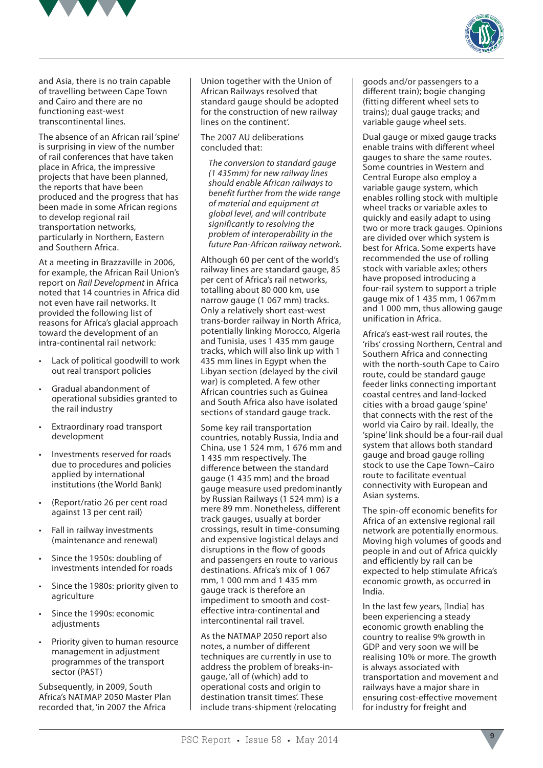and Asia, there is no train capable of travelling between Cape Town and Cairo and there are no functioning east-west transcontinental lines.

The absence of an African rail 'spine' is surprising in view of the number of rail conferences that have taken place in Africa, the impressive projects that have been planned, the reports that have been produced and the progress that has been made in some African regions to develop regional rail transportation networks, particularly in Northern, Eastern and Southern Africa.

At a meeting in Brazzaville in 2006, for example, the African Rail Union's report on *Rail Development* in Africa noted that 14 countries in Africa did not even have rail networks. It provided the following list of reasons for Africa's glacial approach toward the development of an intra-continental rail network:

- Lack of political goodwill to work out real transport policies
- Gradual abandonment of operational subsidies granted to the rail industry
- Extraordinary road transport development
- Investments reserved for roads due to procedures and policies applied by international institutions (the World Bank)
- (Report/ratio 26 per cent road against 13 per cent rail)
- Fall in railway investments (maintenance and renewal)
- Since the 1950s: doubling of investments intended for roads
- Since the 1980s: priority given to agriculture
- Since the 1990s: economic adjustments
- Priority given to human resource management in adjustment programmes of the transport sector (PAST)

Subsequently, in 2009, South Africa's NATMAP 2050 Master Plan recorded that, 'in 2007 the Africa Union together with the Union of African Railways resolved that standard gauge should be adopted for the construction of new railway lines on the continent'.

The 2007 AU deliberations concluded that:

> *The conversion to standard gauge (1 435mm) for new railway lines should enable African railways to benefit further from the wide range of material and equipment at global level, and will contribute significantly to resolving the problem of interoperability in the future Pan-African railway network.*

Although 60 per cent of the world's railway lines are standard gauge, 85 per cent of Africa's rail networks, totalling about 80 000 km, use narrow gauge (1 067 mm) tracks. Only a relatively short east-west trans-border railway in North Africa, potentially linking Morocco, Algeria and Tunisia, uses 1 435 mm gauge tracks, which will also link up with 1 435 mm lines in Egypt when the Libyan section (delayed by the civil war) is completed. A few other African countries such as Guinea and South Africa also have isolated sections of standard gauge track.

Some key rail transportation countries, notably Russia, India and China, use 1 524 mm, 1 676 mm and 1 435 mm respectively. The difference between the standard gauge (1 435 mm) and the broad gauge measure used predominantly by Russian Railways (1 524 mm) is a mere 89 mm. Nonetheless, different track gauges, usually at border crossings, result in time-consuming and expensive logistical delays and disruptions in the flow of goods and passengers en route to various destinations. Africa's mix of 1 067 mm, 1 000 mm and 1 435 mm gauge track is therefore an impediment to smooth and cost-effective intra-continental and intercontinental rail travel.

As the NATMAP 2050 report also notes, a number of different techniques are currently in use to address the problem of breaks-in-gauge, 'all of (which) add to operational costs and origin to destination transit times'. These include trans-shipment (relocating goods and/or passengers to a different train); bogie changing (fitting different wheel sets to trains); dual gauge tracks; and variable gauge wheel sets.

Dual gauge or mixed gauge tracks enable trains with different wheel gauges to share the same routes. Some countries in Western and Central Europe also employ a variable gauge system, which enables rolling stock with multiple wheel tracks or variable axles to quickly and easily adapt to using two or more track gauges. Opinions are divided over which system is best for Africa. Some experts have recommended the use of rolling stock with variable axles; others have proposed introducing a four-rail system to support a triple gauge mix of 1 435 mm, 1 067mm and 1 000 mm, thus allowing gauge unification in Africa.

Africa's east-west rail routes, the 'ribs' crossing Northern, Central and Southern Africa and connecting with the north-south Cape to Cairo route, could be standard gauge feeder links connecting important coastal centres and land-locked cities with a broad gauge 'spine' that connects with the rest of the world via Cairo by rail. Ideally, the 'spine' link should be a four-rail dual system that allows both standard gauge and broad gauge rolling stock to use the Cape Town–Cairo route to facilitate eventual connectivity with European and Asian systems.

The spin-off economic benefits for Africa of an extensive regional rail network are potentially enormous. Moving high volumes of goods and people in and out of Africa quickly and efficiently by rail can be expected to help stimulate Africa's economic growth, as occurred in India.

In the last few years, [India] has been experiencing a steady economic growth enabling the country to realise 9% growth in GDP and very soon we will be realising 10% or more. The growth is always associated with transportation and movement and railways have a major share in ensuring cost-effective movement for industry for freight and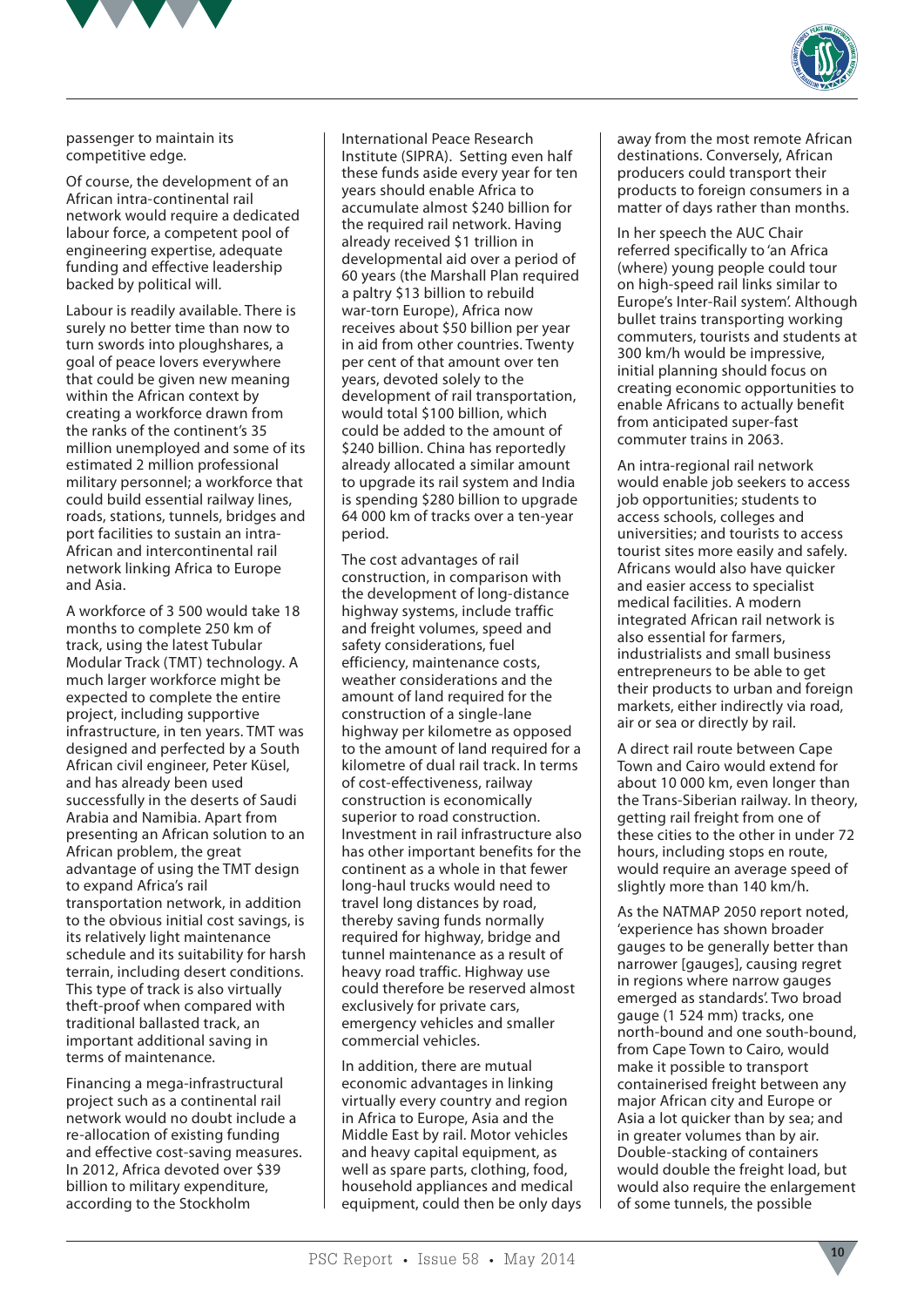passenger to maintain its competitive edge.

Of course, the development of an African intra-continental rail network would require a dedicated labour force, a competent pool of engineering expertise, adequate funding and effective leadership backed by political will.

Labour is readily available. There is surely no better time than now to turn swords into ploughshares, a goal of peace lovers everywhere that could be given new meaning within the African context by creating a workforce drawn from the ranks of the continent's 35 million unemployed and some of its estimated 2 million professional military personnel; a workforce that could build essential railway lines, roads, stations, tunnels, bridges and port facilities to sustain an intra-African and intercontinental rail network linking Africa to Europe and Asia.

A workforce of 3 500 would take 18 months to complete 250 km of track, using the latest Tubular Modular Track (TMT) technology. A much larger workforce might be expected to complete the entire project, including supportive infrastructure, in ten years. TMT was designed and perfected by a South African civil engineer, Peter Küsel, and has already been used successfully in the deserts of Saudi Arabia and Namibia. Apart from presenting an African solution to an African problem, the great advantage of using the TMT design to expand Africa's rail transportation network, in addition to the obvious initial cost savings, is its relatively light maintenance schedule and its suitability for harsh terrain, including desert conditions. This type of track is also virtually theft-proof when compared with traditional ballasted track, an important additional saving in terms of maintenance.

Financing a mega-infrastructural project such as a continental rail network would no doubt include a re-allocation of existing funding and effective cost-saving measures. In 2012, Africa devoted over $39 billion to military expenditure, according to the Stockholm International Peace Research Institute (SIPRA). Setting even half these funds aside every year for ten years should enable Africa to accumulate almost $240 billion for the required rail network. Having already received $1 trillion in developmental aid over a period of 60 years (the Marshall Plan required a paltry $13 billion to rebuild war-torn Europe), Africa now receives about $50 billion per year in aid from other countries. Twenty per cent of that amount over ten years, devoted solely to the development of rail transportation, would total $100 billion, which could be added to the amount of $240 billion. China has reportedly already allocated a similar amount to upgrade its rail system and India is spending $280 billion to upgrade 64 000 km of tracks over a ten-year period.

The cost advantages of rail construction, in comparison with the development of long-distance highway systems, include traffic and freight volumes, speed and safety considerations, fuel efficiency, maintenance costs, weather considerations and the amount of land required for the construction of a single-lane highway per kilometre as opposed to the amount of land required for a kilometre of dual rail track. In terms of cost-effectiveness, railway construction is economically superior to road construction. Investment in rail infrastructure also has other important benefits for the continent as a whole in that fewer long-haul trucks would need to travel long distances by road, thereby saving funds normally required for highway, bridge and tunnel maintenance as a result of heavy road traffic. Highway use could therefore be reserved almost exclusively for private cars, emergency vehicles and smaller commercial vehicles.

In addition, there are mutual economic advantages in linking virtually every country and region in Africa to Europe, Asia and the Middle East by rail. Motor vehicles and heavy capital equipment, as well as spare parts, clothing, food, household appliances and medical equipment, could then be only days away from the most remote African destinations. Conversely, African producers could transport their products to foreign consumers in a matter of days rather than months.

In her speech the AUC Chair referred specifically to 'an Africa (where) young people could tour on high-speed rail links similar to Europe's Inter-Rail system'. Although bullet trains transporting working commuters, tourists and students at 300 km/h would be impressive, initial planning should focus on creating economic opportunities to enable Africans to actually benefit from anticipated super-fast commuter trains in 2063.

An intra-regional rail network would enable job seekers to access job opportunities; students to access schools, colleges and universities; and tourists to access tourist sites more easily and safely. Africans would also have quicker and easier access to specialist medical facilities. A modern integrated African rail network is also essential for farmers, industrialists and small business entrepreneurs to be able to get their products to urban and foreign markets, either indirectly via road, air or sea or directly by rail.

A direct rail route between Cape Town and Cairo would extend for about 10 000 km, even longer than the Trans-Siberian railway. In theory, getting rail freight from one of these cities to the other in under 72 hours, including stops en route, would require an average speed of slightly more than 140 km/h.

As the NATMAP 2050 report noted, 'experience has shown broader gauges to be generally better than narrower [gauges], causing regret in regions where narrow gauges emerged as standards'. Two broad gauge (1 524 mm) tracks, one north-bound and one south-bound, from Cape Town to Cairo, would make it possible to transport containerised freight between any major African city and Europe or Asia a lot quicker than by sea; and in greater volumes than by air. Double-stacking of containers would double the freight load, but would also require the enlargement of some tunnels, the possible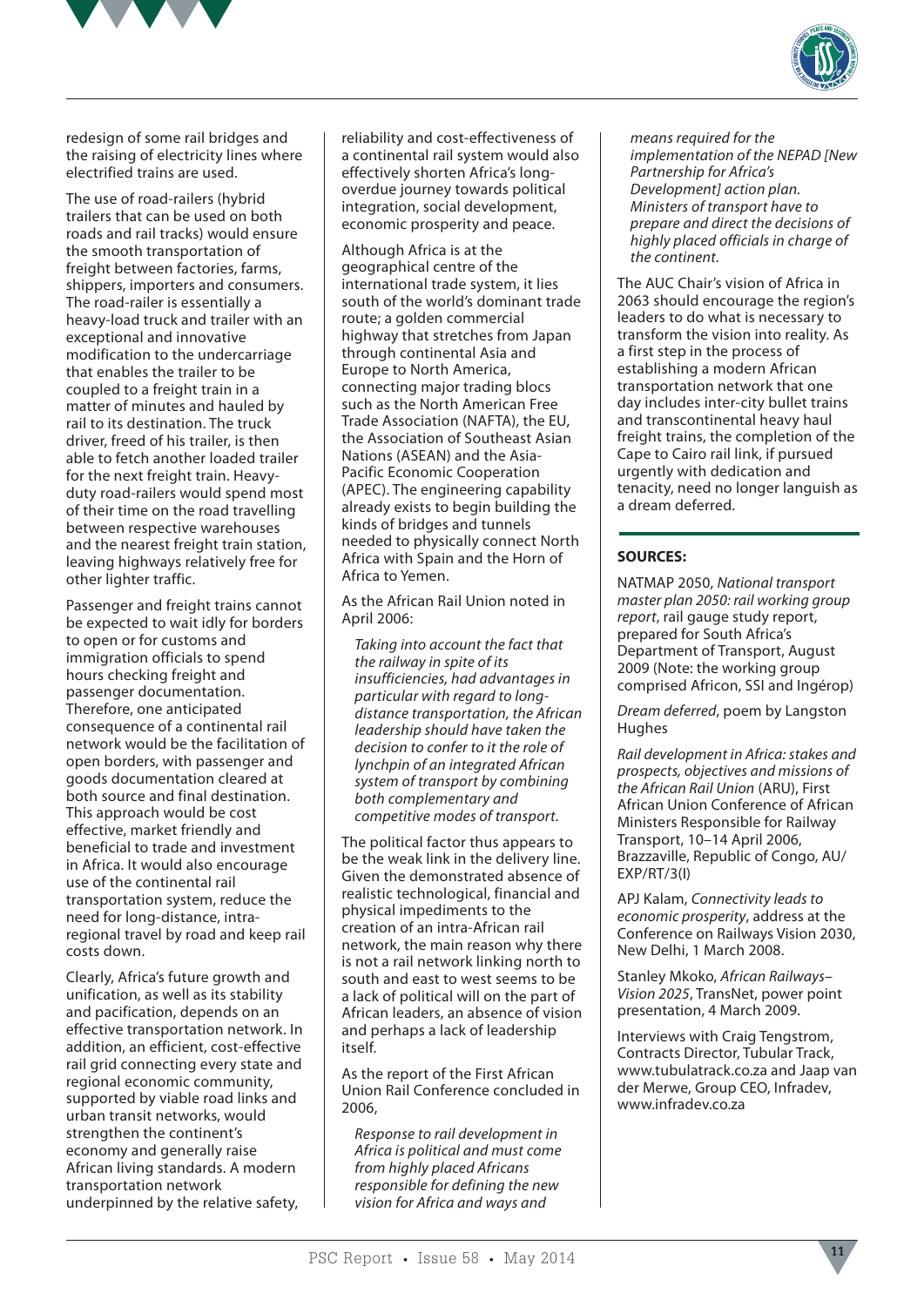redesign of some rail bridges and the raising of electricity lines where electrified trains are used.

The use of road-railers (hybrid trailers that can be used on both roads and rail tracks) would ensure the smooth transportation of freight between factories, farms, shippers, importers and consumers. The road-railer is essentially a heavy-load truck and trailer with an exceptional and innovative modification to the undercarriage that enables the trailer to be coupled to a freight train in a matter of minutes and hauled by rail to its destination. The truck driver, freed of his trailer, is then able to fetch another loaded trailer for the next freight train. Heavy-duty road-railers would spend most of their time on the road travelling between respective warehouses and the nearest freight train station, leaving highways relatively free for other lighter traffic.

Passenger and freight trains cannot be expected to wait idly for borders to open or for customs and immigration officials to spend hours checking freight and passenger documentation. Therefore, one anticipated consequence of a continental rail network would be the facilitation of open borders, with passenger and goods documentation cleared at both source and final destination. This approach would be cost effective, market friendly and beneficial to trade and investment in Africa. It would also encourage use of the continental transportation system, reduce the need for long-distance, intra-regional travel by road and keep rail costs down.

Clearly, Africa's future growth and unification, as well as its stability and pacification, depends on an effective transportation network. In addition, an efficient, cost-effective rail grid connecting every state and regional economic community, supported by viable road links and urban transit networks, would strengthen the continent's economy and generally raise African living standards. A modern transportation network underpinned by the relative safety, reliability and cost-effectiveness of a continental rail system would also effectively shorten Africa's long-overdue journey towards political integration, social development, economic prosperity and peace.

Although Africa is at the geographical centre of the international trade system, it lies south of the world's dominant trade route; a golden commercial highway that stretches from Japan through continental Asia and Europe to North America, connecting major trading blocs such as the North American Free Trade Association (NAFTA), the EU, the Association of Southeast Asian Nations (ASEAN) and the Asia-Pacific Economic Cooperation (APEC). The engineering capability already exists to begin building the kinds of bridges and tunnels needed to physically connect North Africa with Spain and the Horn of Africa to Yemen.

As the African Rail Union noted in April 2006:

> *Taking into account the fact that the railway in spite of its insufficiencies, had advantages in particular with regard to long-distance transportation, the African leadership should have taken the decision to confer to it the role of lynchpin of an integrated African system of transport by combining both complementary and competitive modes of transport.*

The political factor thus appears to be the weak link in the delivery line. Given the demonstrated absence of realistic technological, financial and physical impediments to the creation of an intra-African rail network, the main reason why there is not a rail network linking north to south and east to west seems to be a lack of political will on the part of African leaders, an absence of vision and perhaps a lack of leadership itself.

As the report of the First African Union Rail Conference concluded in 2006,

> *Response to rail development in Africa is political and must come from highly placed Africans responsible for defining the new vision for Africa and ways and means required for the implementation of the NEPAD [New Partnership for Africa's Development] action plan. Ministers of transport have to prepare and direct the decisions of highly placed officials in charge of the continent.*

The AUC Chair's vision of Africa in 2063 should encourage the region's leaders to do what is necessary to transform the vision into reality. As a first step in the process of establishing a modern African transportation network that one day includes inter-city bullet trains and transcontinental heavy haul freight trains, the completion of the Cape to Cairo rail link, if pursued urgently with dedication and tenacity, need no longer languish as a dream deferred.

**SOURCES:**

NATMAP 2050, *National transport master plan 2050: rail working group report*, rail gauge study report, prepared for South Africa's Department of Transport, August 2009 (Note: the working group comprised Africon, SSI and Ingérop)

*Dream deferred*, poem by Langston Hughes

*Rail development in Africa: stakes and prospects, objectives and missions of the African Rail Union* (ARU), First African Union Conference of African Ministers Responsible for Railway Transport, 10–14 April 2006, Brazzaville, Republic of Congo, AU/EXP/RT/3(I)

APJ Kalam, *Connectivity leads to economic prosperity*, address at the Conference on Railways Vision 2030, New Delhi, 1 March 2008.

Stanley Mkoko, *African Railways–Vision 2025*, TransNet, power point presentation, 4 March 2009.

Interviews with Craig Tengstrom, Contracts Director, Tubular Track, www.tubulatrack.co.za and Jaap van der Merwe, Group CEO, Infradev, www.infradev.co.za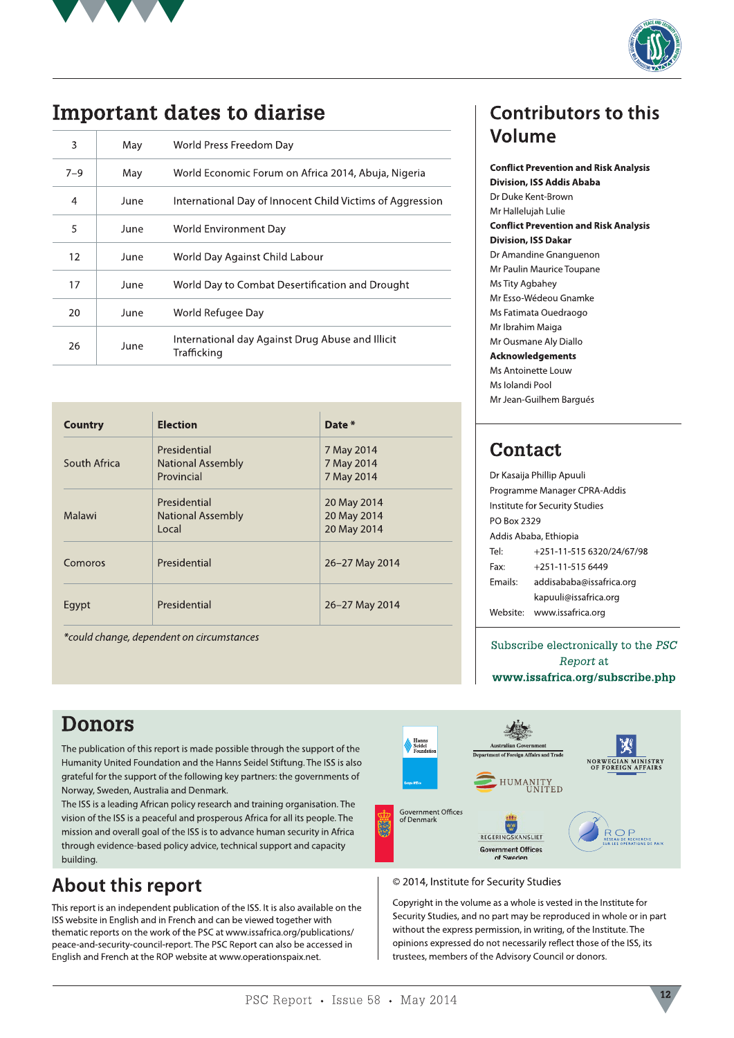## Important dates to diarise

| | | |
|---|---|---|
| 3 | May | World Press Freedom Day |
| 7–9 | May | World Economic Forum on Africa 2014, Abuja, Nigeria |
| 4 | June | International Day of Innocent Child Victims of Aggression |
| 5 | June | World Environment Day |
| 12 | June | World Day Against Child Labour |
| 17 | June | World Day to Combat Desertification and Drought |
| 20 | June | World Refugee Day |
| 26 | June | International day Against Drug Abuse and Illicit Trafficking |

| Country | Election | Date * |
|---|---|---|
| South Africa | Presidential<br>National Assembly<br>Provincial | 7 May 2014<br>7 May 2014<br>7 May 2014 |
| Malawi | Presidential<br>National Assembly<br>Local | 20 May 2014<br>20 May 2014<br>20 May 2014 |
| Comoros | Presidential | 26–27 May 2014 |
| Egypt | Presidential | 26–27 May 2014 |

*\*could change, dependent on circumstances*

## Contributors to this Volume

**Conflict Prevention and Risk Analysis Division, ISS Addis Ababa**
Dr Duke Kent-Brown
Mr Hallelujah Lulie

**Conflict Prevention and Risk Analysis Division, ISS Dakar**
Dr Amandine Gnanguenon
Mr Paulin Maurice Toupane
Ms Tity Agbahey
Mr Esso-Wédeou Gnamke
Ms Fatimata Ouedraogo
Mr Ibrahim Maiga
Mr Ousmane Aly Diallo

**Acknowledgements**
Ms Antoinette Louw
Ms Iolandi Pool
Mr Jean-Guilhem Bargués

## Contact

Dr Kasaija Phillip Apuuli
Programme Manager CPRA-Addis
Institute for Security Studies
PO Box 2329
Addis Ababa, Ethiopia
Tel: +251-11-515 6320/24/67/98
Fax: +251-11-515 6449
Emails: addisababa@issafrica.org
kapuuli@issafrica.org
Website: www.issafrica.org

Subscribe electronically to the *PSC Report* at **www.issafrica.org/subscribe.php**

## Donors

The publication of this report is made possible through the support of the Humanity United Foundation and the Hanns Seidel Stiftung. The ISS is also grateful for the support of the following key partners: the governments of Norway, Sweden, Australia and Denmark.

The ISS is a leading African policy research and training organisation. The vision of the ISS is a peaceful and prosperous Africa for all its people. The mission and overall goal of the ISS is to advance human security in Africa through evidence-based policy advice, technical support and capacity building.

## About this report

This report is an independent publication of the ISS. It is also available on the ISS website in English and in French and can be viewed together with thematic reports on the work of the PSC at www.issafrica.org/publications/peace-and-security-council-report. The PSC Report can also be accessed in English and French at the ROP website at www.operationspaix.net.

© 2014, Institute for Security Studies

Copyright in the volume as a whole is vested in the Institute for Security Studies, and no part may be reproduced in whole or in part without the express permission, in writing, of the Institute. The opinions expressed do not necessarily reflect those of the ISS, its trustees, members of the Advisory Council or donors.